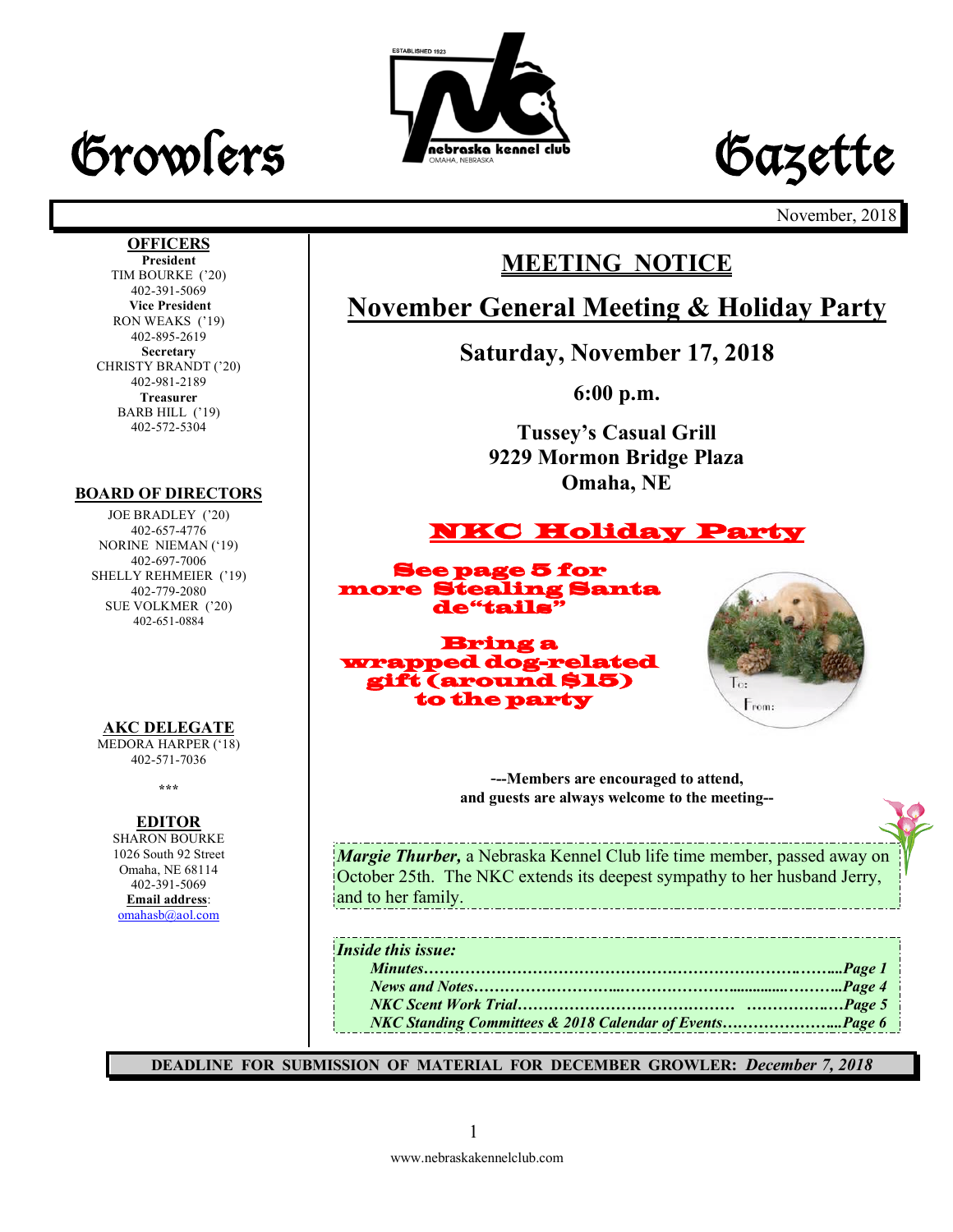# Growlers Gazette

November, 2018

**OFFICERS**

**President**
TIM BOURKE ('20)
402-391-5069

**Vice President**
RON WEAKS ('19)
402-895-2619

**Secretary**
CHRISTY BRANDT ('20)
402-981-2189

**Treasurer**
BARB HILL ('19)
402-572-5304

**BOARD OF DIRECTORS**

JOE BRADLEY ('20)
402-657-4776
NORINE NIEMAN ('19)
402-697-7006
SHELLY REHMEIER ('19)
402-779-2080
SUE VOLKMER ('20)
402-651-0884

**AKC DELEGATE**

MEDORA HARPER ('18)
402-571-7036

\*\*\*

**EDITOR**

SHARON BOURKE
1026 South 92 Street
Omaha, NE 68114
402-391-5069
**Email address**:
omahasb@aol.com

## MEETING NOTICE

## November General Meeting & Holiday Party

**Saturday, November 17, 2018**

**6:00 p.m.**

**Tussey's Casual Grill**
**9229 Mormon Bridge Plaza**
**Omaha, NE**

## NKC Holiday Party

**See page 5 for more Stealing Santa de"tails"**

**Bring a wrapped dog-related gift (around $15) to the party**

To:
From:

**---Members are encouraged to attend, and guests are always welcome to the meeting--**

***Margie Thurber,*** a Nebraska Kennel Club life time member, passed away on October 25th. The NKC extends its deepest sympathy to her husband Jerry, and to her family.

***Inside this issue:***

- ***Minutes…………………………………………………………………...Page 1***
- ***News and Notes……………………………………………………...Page 4***
- ***NKC Scent Work Trial……………………………………………….…Page 5***
- ***NKC Standing Committees & 2018 Calendar of Events…………………....Page 6***

**DEADLINE FOR SUBMISSION OF MATERIAL FOR DECEMBER GROWLER:** ***December 7, 2018***

www.nebraskakennelclub.com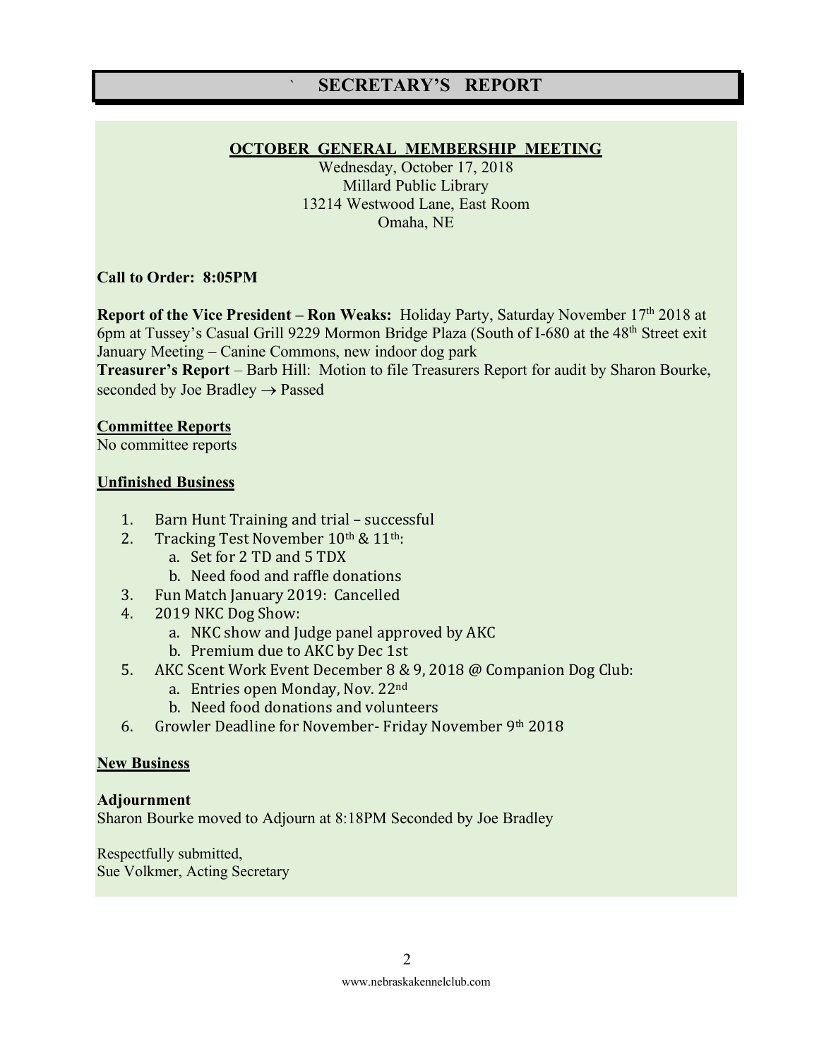# ` SECRETARY'S REPORT

**OCTOBER GENERAL MEMBERSHIP MEETING**

Wednesday, October 17, 2018
Millard Public Library
13214 Westwood Lane, East Room
Omaha, NE

**Call to Order: 8:05PM**

**Report of the Vice President – Ron Weaks:** Holiday Party, Saturday November 17th 2018 at 6pm at Tussey's Casual Grill 9229 Mormon Bridge Plaza (South of I-680 at the 48th Street exit
January Meeting – Canine Commons, new indoor dog park

**Treasurer's Report** – Barb Hill: Motion to file Treasurers Report for audit by Sharon Bourke, seconded by Joe Bradley → Passed

**Committee Reports**

No committee reports

**Unfinished Business**

1. Barn Hunt Training and trial – successful
2. Tracking Test November 10th & 11th:
   a. Set for 2 TD and 5 TDX
   b. Need food and raffle donations
3. Fun Match January 2019: Cancelled
4. 2019 NKC Dog Show:
   a. NKC show and Judge panel approved by AKC
   b. Premium due to AKC by Dec 1st
5. AKC Scent Work Event December 8 & 9, 2018 @ Companion Dog Club:
   a. Entries open Monday, Nov. 22nd
   b. Need food donations and volunteers
6. Growler Deadline for November- Friday November 9th 2018

**New Business**

**Adjournment**

Sharon Bourke moved to Adjourn at 8:18PM Seconded by Joe Bradley

Respectfully submitted,
Sue Volkmer, Acting Secretary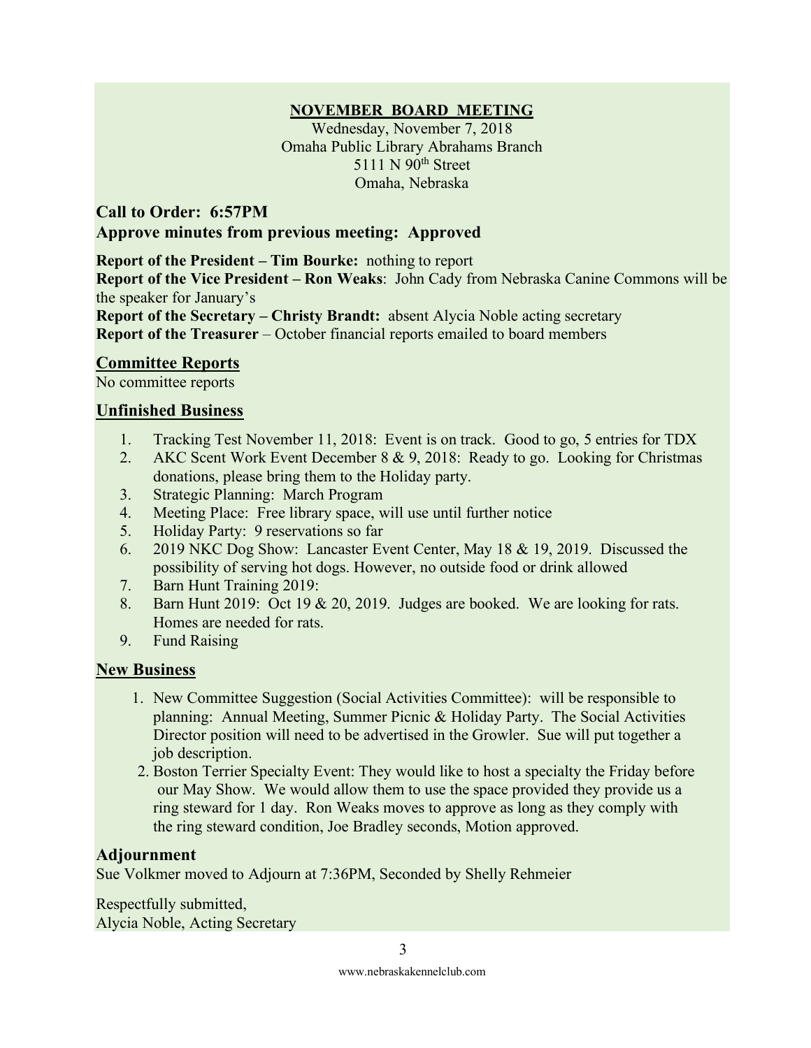## NOVEMBER BOARD MEETING

Wednesday, November 7, 2018
Omaha Public Library Abrahams Branch
5111 N 90th Street
Omaha, Nebraska

### Call to Order: 6:57PM
### Approve minutes from previous meeting: Approved

**Report of the President – Tim Bourke:** nothing to report
**Report of the Vice President – Ron Weaks**: John Cady from Nebraska Canine Commons will be the speaker for January's
**Report of the Secretary – Christy Brandt:** absent Alycia Noble acting secretary
**Report of the Treasurer** – October financial reports emailed to board members

## Committee Reports

No committee reports

## Unfinished Business

1. Tracking Test November 11, 2018: Event is on track. Good to go, 5 entries for TDX
2. AKC Scent Work Event December 8 & 9, 2018: Ready to go. Looking for Christmas donations, please bring them to the Holiday party.
3. Strategic Planning: March Program
4. Meeting Place: Free library space, will use until further notice
5. Holiday Party: 9 reservations so far
6. 2019 NKC Dog Show: Lancaster Event Center, May 18 & 19, 2019. Discussed the possibility of serving hot dogs. However, no outside food or drink allowed
7. Barn Hunt Training 2019:
8. Barn Hunt 2019: Oct 19 & 20, 2019. Judges are booked. We are looking for rats. Homes are needed for rats.
9. Fund Raising

## New Business

1. New Committee Suggestion (Social Activities Committee): will be responsible to planning: Annual Meeting, Summer Picnic & Holiday Party. The Social Activities Director position will need to be advertised in the Growler. Sue will put together a job description.
2. Boston Terrier Specialty Event: They would like to host a specialty the Friday before our May Show. We would allow them to use the space provided they provide us a ring steward for 1 day. Ron Weaks moves to approve as long as they comply with the ring steward condition, Joe Bradley seconds, Motion approved.

## Adjournment

Sue Volkmer moved to Adjourn at 7:36PM, Seconded by Shelly Rehmeier

Respectfully submitted,
Alycia Noble, Acting Secretary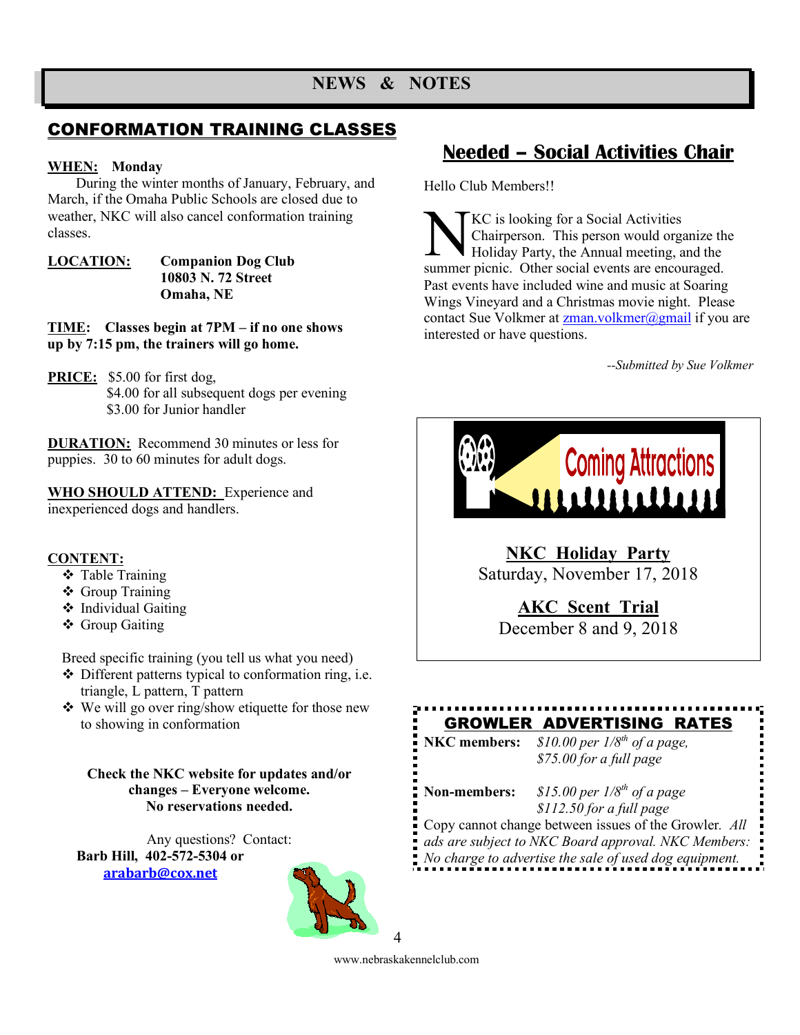# NEWS & NOTES

## CONFORMATION TRAINING CLASSES

**WHEN:** **Monday**

During the winter months of January, February, and March, if the Omaha Public Schools are closed due to weather, NKC will also cancel conformation training classes.

**LOCATION:** **Companion Dog Club**
**10803 N. 72 Street**
**Omaha, NE**

**TIME:** **Classes begin at 7PM – if no one shows up by 7:15 pm, the trainers will go home.**

**PRICE:** $5.00 for first dog,
$4.00 for all subsequent dogs per evening
$3.00 for Junior handler

**DURATION:** Recommend 30 minutes or less for puppies. 30 to 60 minutes for adult dogs.

**WHO SHOULD ATTEND:** Experience and inexperienced dogs and handlers.

**CONTENT:**

- Table Training
- Group Training
- Individual Gaiting
- Group Gaiting

Breed specific training (you tell us what you need)

- Different patterns typical to conformation ring, i.e. triangle, L pattern, T pattern
- We will go over ring/show etiquette for those new to showing in conformation

**Check the NKC website for updates and/or changes – Everyone welcome. No reservations needed.**

Any questions? Contact:
**Barb Hill, 402-572-5304 or arabarb@cox.net**

## Needed – Social Activities Chair

Hello Club Members!!

NKC is looking for a Social Activities Chairperson. This person would organize the Holiday Party, the Annual meeting, and the summer picnic. Other social events are encouraged. Past events have included wine and music at Soaring Wings Vineyard and a Christmas movie night. Please contact Sue Volkmer at zman.volkmer@gmail if you are interested or have questions.

*--Submitted by Sue Volkmer*

**Coming Attractions**

**NKC Holiday Party**
Saturday, November 17, 2018

**AKC Scent Trial**
December 8 and 9, 2018

## GROWLER ADVERTISING RATES

**NKC members:** *$10.00 per 1/8th of a page, $75.00 for a full page*

**Non-members:** *$15.00 per 1/8th of a page, $112.50 for a full page*

Copy cannot change between issues of the Growler. *All ads are subject to NKC Board approval. NKC Members: No charge to advertise the sale of used dog equipment.*

www.nebraskakennelclub.com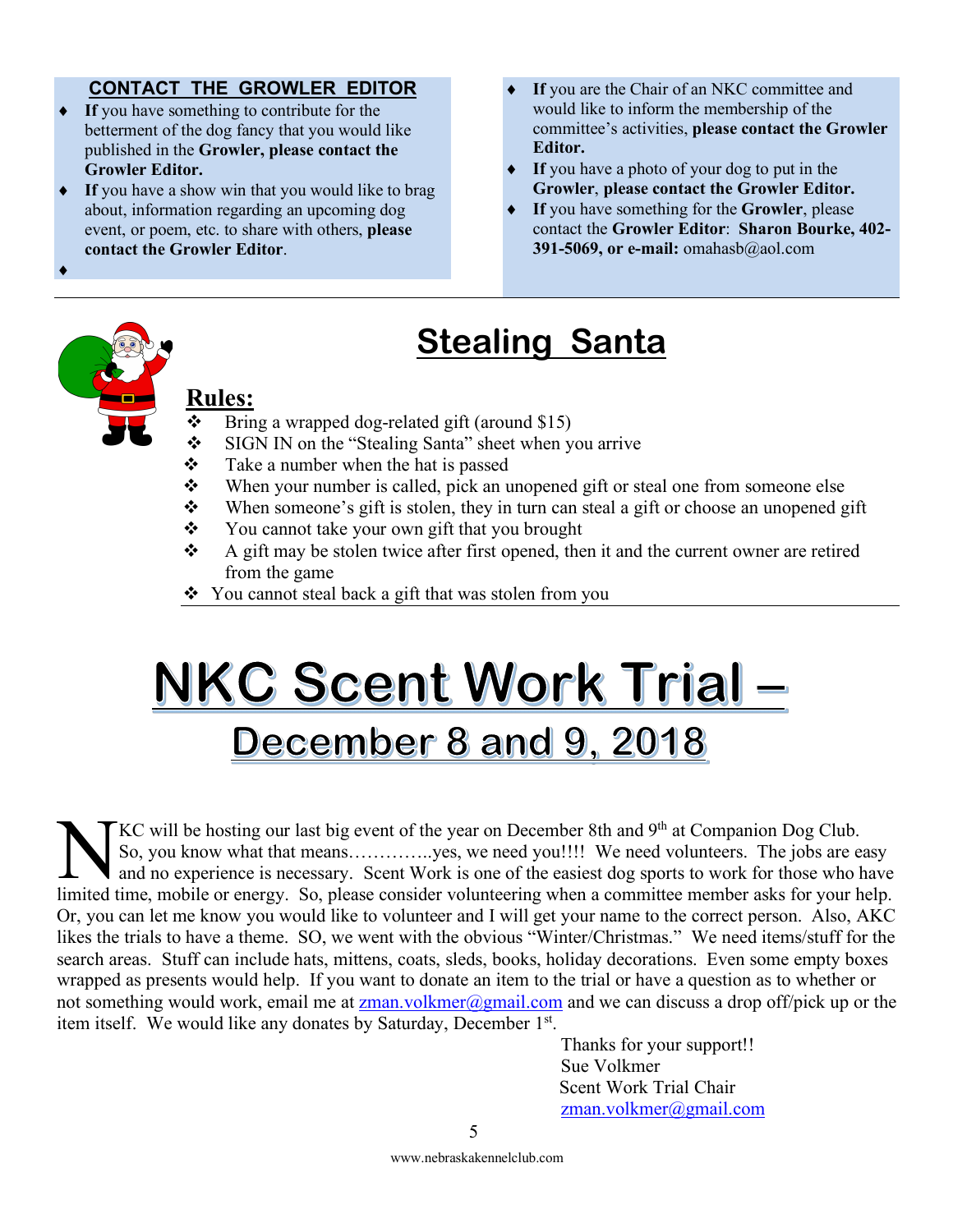## CONTACT THE GROWLER EDITOR

- **If** you have something to contribute for the betterment of the dog fancy that you would like published in the **Growler, please contact the Growler Editor.**
- **If** you have a show win that you would like to brag about, information regarding an upcoming dog event, or poem, etc. to share with others, **please contact the Growler Editor**.
- **If** you are the Chair of an NKC committee and would like to inform the membership of the committee's activities, **please contact the Growler Editor.**
- **If** you have a photo of your dog to put in the **Growler**, **please contact the Growler Editor.**
- **If** you have something for the **Growler**, please contact the **Growler Editor**: **Sharon Bourke, 402-391-5069, or e-mail:** omahasb@aol.com

# Stealing Santa

**Rules:**

- Bring a wrapped dog-related gift (around $15)
- SIGN IN on the "Stealing Santa" sheet when you arrive
- Take a number when the hat is passed
- When your number is called, pick an unopened gift or steal one from someone else
- When someone's gift is stolen, they in turn can steal a gift or choose an unopened gift
- You cannot take your own gift that you brought
- A gift may be stolen twice after first opened, then it and the current owner are retired from the game
- You cannot steal back a gift that was stolen from you

# NKC Scent Work Trial – December 8 and 9, 2018

NKC will be hosting our last big event of the year on December 8th and 9th at Companion Dog Club. So, you know what that means…………..yes, we need you!!!! We need volunteers. The jobs are easy and no experience is necessary. Scent Work is one of the easiest dog sports to work for those who have limited time, mobile or energy. So, please consider volunteering when a committee member asks for your help. Or, you can let me know you would like to volunteer and I will get your name to the correct person. Also, AKC likes the trials to have a theme. SO, we went with the obvious "Winter/Christmas." We need items/stuff for the search areas. Stuff can include hats, mittens, coats, sleds, books, holiday decorations. Even some empty boxes wrapped as presents would help. If you want to donate an item to the trial or have a question as to whether or not something would work, email me at zman.volkmer@gmail.com and we can discuss a drop off/pick up or the item itself. We would like any donates by Saturday, December 1st.

Thanks for your support!!
Sue Volkmer
Scent Work Trial Chair
zman.volkmer@gmail.com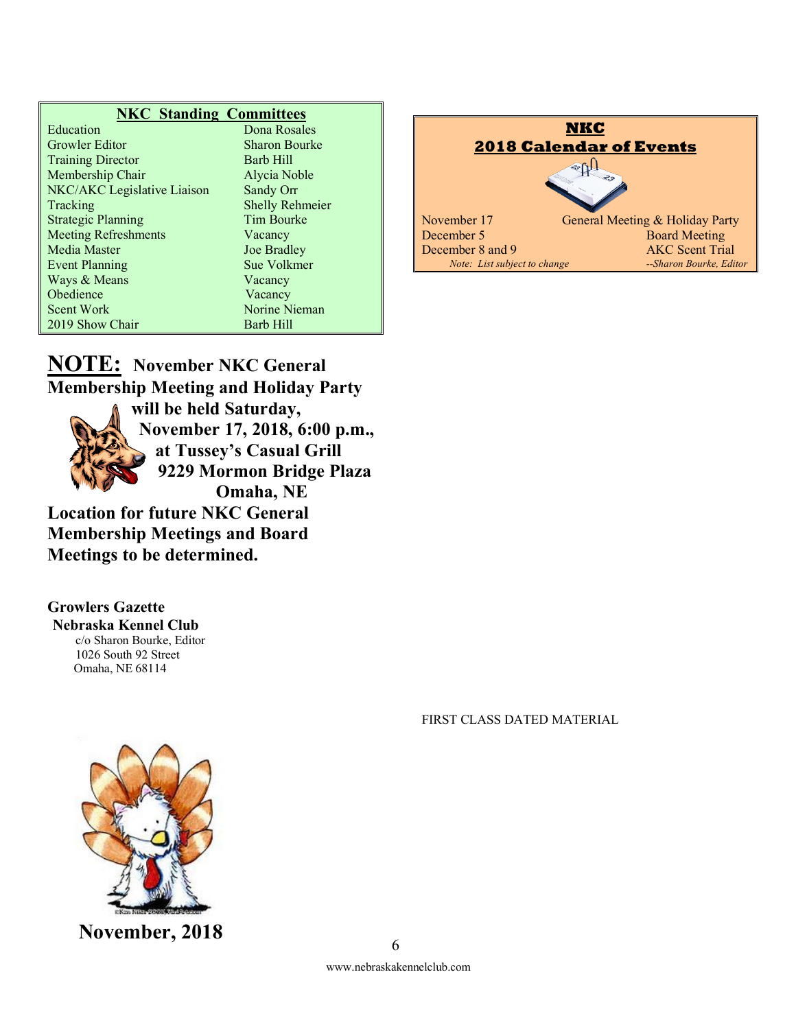| NKC Standing Committees | |
|---|---|
| Education | Dona Rosales |
| Growler Editor | Sharon Bourke |
| Training Director | Barb Hill |
| Membership Chair | Alycia Noble |
| NKC/AKC Legislative Liaison | Sandy Orr |
| Tracking | Shelly Rehmeier |
| Strategic Planning | Tim Bourke |
| Meeting Refreshments | Vacancy |
| Media Master | Joe Bradley |
| Event Planning | Sue Volkmer |
| Ways & Means | Vacancy |
| Obedience | Vacancy |
| Scent Work | Norine Nieman |
| 2019 Show Chair | Barb Hill |

## NKC
## 2018 Calendar of Events

| | |
|---|---|
| November 17 | General Meeting & Holiday Party |
| December 5 | Board Meeting |
| December 8 and 9 | AKC Scent Trial |

*Note: List subject to change* *--Sharon Bourke, Editor*

**NOTE: November NKC General Membership Meeting and Holiday Party will be held Saturday, November 17, 2018, 6:00 p.m., at Tussey's Casual Grill 9229 Mormon Bridge Plaza Omaha, NE**

**Location for future NKC General Membership Meetings and Board Meetings to be determined.**

**Growlers Gazette**
**Nebraska Kennel Club**
c/o Sharon Bourke, Editor
1026 South 92 Street
Omaha, NE 68114

FIRST CLASS DATED MATERIAL

**November, 2018**

www.nebraskakennelclub.com